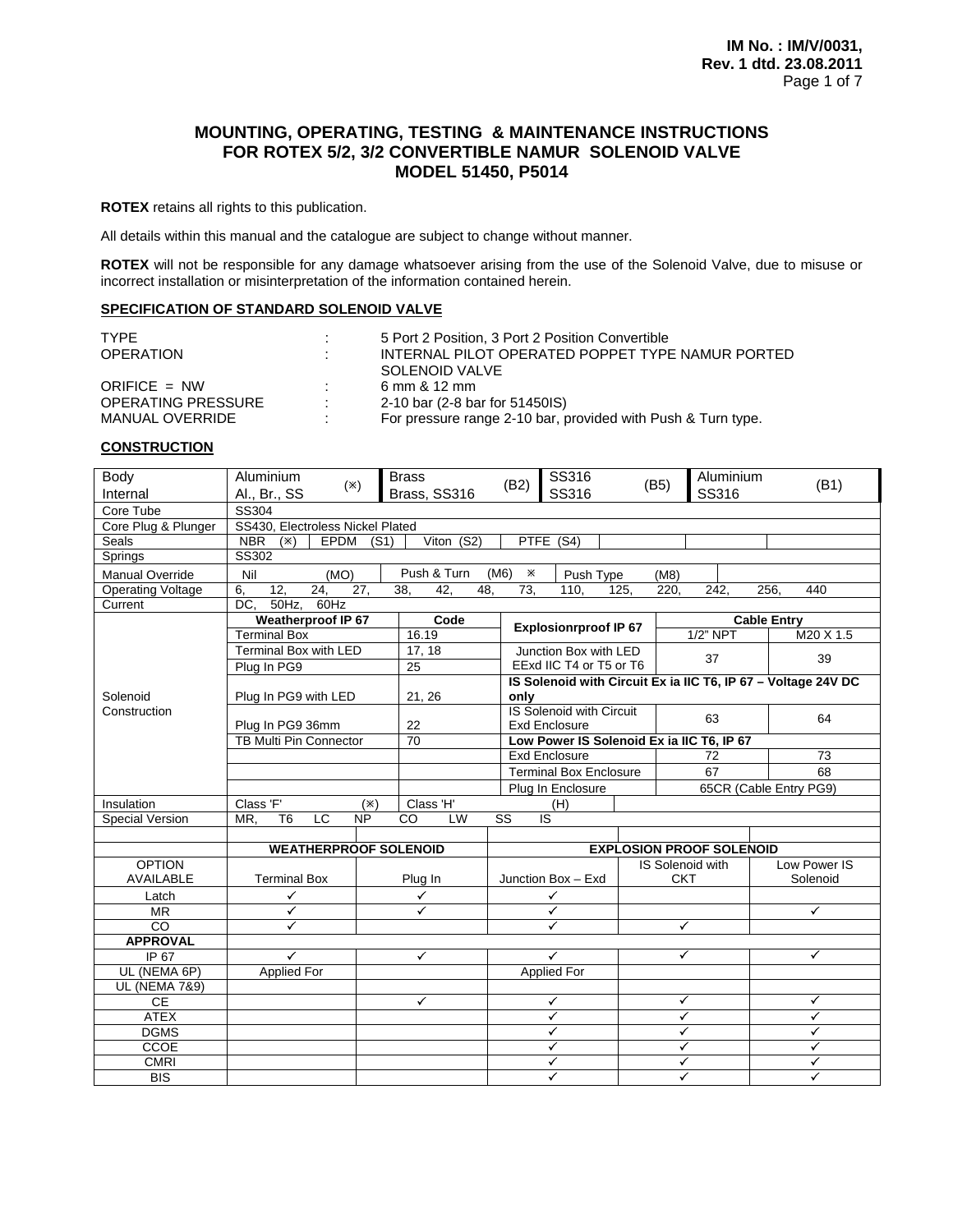# MOUNTING, OPERATING, TESTING & MAINTENANCE INSTRUCTIONS FOR ROTEX 5/2, 3/2 CONVERTIBLE NAMUR SOLENOID VALVE MODEL 51450, P5014

**ROTEX** retains all rights to this publication.

All details within this manual and the catalogue are subject to change without manner.

**ROTEX** will not be responsible for any damage whatsoever arising from the use of the Solenoid Valve, due to misuse or incorrect installation or misinterpretation of the information contained herein.

## SPECIFICATION OF STANDARD SOLENOID VALVE

| | | |
|---|---|---|
| TYPE | : | 5 Port 2 Position, 3 Port 2 Position Convertible |
| OPERATION | : | INTERNAL PILOT OPERATED POPPET TYPE NAMUR PORTED SOLENOID VALVE |
| ORIFICE = NW | : | 6 mm & 12 mm |
| OPERATING PRESSURE | : | 2-10 bar (2-8 bar for 51450IS) |
| MANUAL OVERRIDE | : | For pressure range 2-10 bar, provided with Push & Turn type. |

## CONSTRUCTION

| | | | | |
|---|---|---|---|---|
| Body / Internal | Aluminium / Al., Br., SS (⋇) | Brass / Brass, SS316 (B2) | SS316 / SS316 (B5) | Aluminium / SS316 (B1) |
| Core Tube | SS304 | | | |
| Core Plug & Plunger | SS430, Electroless Nickel Plated | | | |
| Seals | NBR (⋇) | EPDM (S1) | Viton (S2) | PTFE (S4) |
| Springs | SS302 | | | |
| Manual Override | Nil (MO) | Push & Turn (M6) ⋇ | Push Type (M8) | |
| Operating Voltage | 6, 12, 24, 27, 38, 42, 48, 73, 110, 125, 220, 242, 256, 440 | | | |
| Current | DC, 50Hz, 60Hz | | | |

| Solenoid Construction | Weatherproof IP 67 | Code | Explosionrproof IP 67 | Cable Entry 1/2" NPT | Cable Entry M20 X 1.5 |
|---|---|---|---|---|---|
| | Terminal Box | 16.19 | | | |
| | Terminal Box with LED | 17, 18 | Junction Box with LED EExd IIC T4 or T5 or T6 | 37 | 39 |
| | Plug In PG9 | 25 | | | |
| | Plug In PG9 with LED | 21, 26 | **IS Solenoid with Circuit Ex ia IIC T6, IP 67 – Voltage 24V DC only** | | |
| | Plug In PG9 36mm | 22 | IS Solenoid with Circuit Exd Enclosure | 63 | 64 |
| | TB Multi Pin Connector | 70 | **Low Power IS Solenoid Ex ia IIC T6, IP 67** | | |
| | | | Exd Enclosure | 72 | 73 |
| | | | Terminal Box Enclosure | 67 | 68 |
| | | | Plug In Enclosure | 65CR (Cable Entry PG9) | |

| | | | | |
|---|---|---|---|---|
| Insulation | Class 'F' (⋇) | Class 'H' (H) | | |
| Special Version | MR, T6, LC, NP, CO, LW, SS, IS | | | |

| | WEATHERPROOF SOLENOID | | EXPLOSION PROOF SOLENOID | | |
|---|---|---|---|---|---|
| OPTION AVAILABLE | Terminal Box | Plug In | Junction Box – Exd | IS Solenoid with CKT | Low Power IS Solenoid |
| Latch | ✓ | ✓ | ✓ | | |
| MR | ✓ | ✓ | ✓ | | ✓ |
| CO | ✓ | | ✓ | ✓ | |
| **APPROVAL** | | | | | |
| IP 67 | ✓ | ✓ | ✓ | ✓ | ✓ |
| UL (NEMA 6P) | Applied For | | Applied For | | |
| UL (NEMA 7&9) | | | | | |
| CE | | ✓ | ✓ | ✓ | ✓ |
| ATEX | | | ✓ | ✓ | ✓ |
| DGMS | | | ✓ | ✓ | ✓ |
| CCOE | | | ✓ | ✓ | ✓ |
| CMRI | | | ✓ | ✓ | ✓ |
| BIS | | | ✓ | ✓ | ✓ |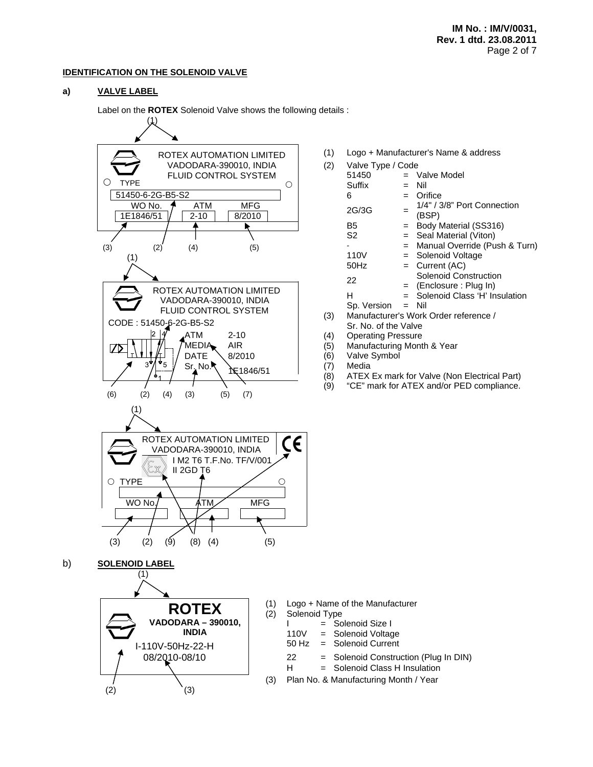## IDENTIFICATION ON THE SOLENOID VALVE

### a) VALVE LABEL

Label on the **ROTEX** Solenoid Valve shows the following details :

ROTEX AUTOMATION LIMITED
VADODARA-390010, INDIA
FLUID CONTROL SYSTEM
TYPE
51450-6-2G-B5-S2

| WO No. | ATM | MFG |
|---|---|---|
| 1E1846/51 | 2-10 | 8/2010 |

(3) (2) (4) (5)

ROTEX AUTOMATION LIMITED
VADODARA-390010, INDIA
FLUID CONTROL SYSTEM
CODE : 51450-6-2G-B5-S2

| | |
|---|---|
| ATM | 2-10 |
| MEDIA | AIR |
| DATE | 8/2010 |
| Sr. No. | 1E1846/51 |

(6) (2) (4) (3) (5) (7)

ROTEX AUTOMATION LIMITED
VADODARA-390010, INDIA
I M2 T6 T.F.No. TF/V/001
II 2GD T6
CE
TYPE
WO No. ATM MFG

(3) (2) (9) (8) (4) (5)

(1) Logo + Manufacturer's Name & address
(2) Valve Type / Code

| | | |
|---|---|---|
| 51450 | = | Valve Model |
| Suffix | = | Nil |
| 6 | = | Orifice |
| 2G/3G | = | 1/4" / 3/8" Port Connection (BSP) |
| B5 | = | Body Material (SS316) |
| S2 | = | Seal Material (Viton) |
| - | = | Manual Override (Push & Turn) |
| 110V | = | Solenoid Voltage |
| 50Hz | = | Current (AC) |
| 22 | = | Solenoid Construction (Enclosure : Plug In) |
| H | = | Solenoid Class 'H' Insulation |
| Sp. Version | = | Nil |

(3) Manufacturer's Work Order reference / Sr. No. of the Valve
(4) Operating Pressure
(5) Manufacturing Month & Year
(6) Valve Symbol
(7) Media
(8) ATEX Ex mark for Valve (Non Electrical Part)
(9) "CE" mark for ATEX and/or PED compliance.

### b) SOLENOID LABEL

**ROTEX**
**VADODARA – 390010, INDIA**
I-110V-50Hz-22-H
08/2010-08/10

(2) (3)

(1) Logo + Name of the Manufacturer
(2) Solenoid Type

| | | |
|---|---|---|
| I | = | Solenoid Size I |
| 110V | = | Solenoid Voltage |
| 50 Hz | = | Solenoid Current |
| 22 | = | Solenoid Construction (Plug In DIN) |
| H | = | Solenoid Class H Insulation |

(3) Plan No. & Manufacturing Month / Year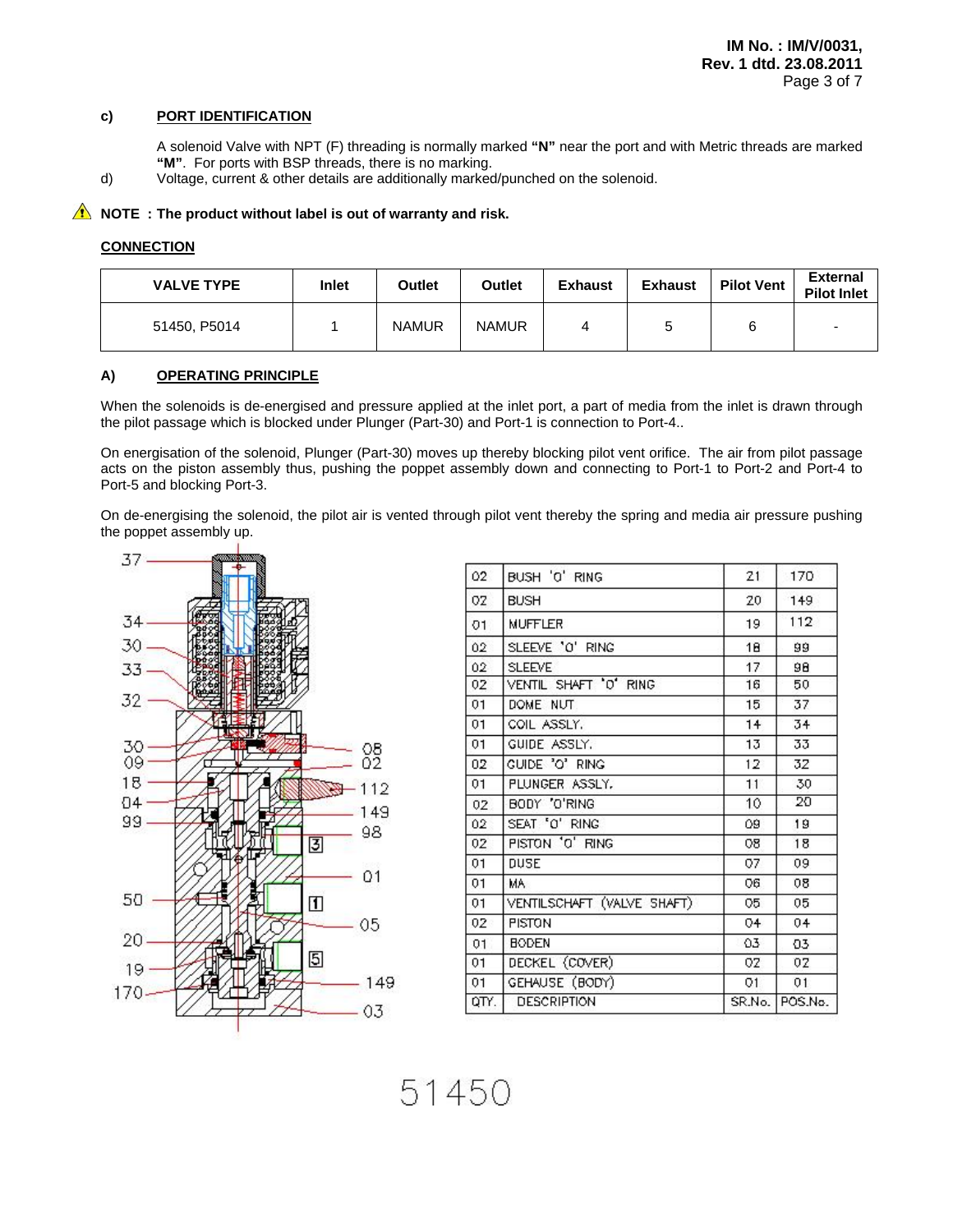**c) PORT IDENTIFICATION**

A solenoid Valve with NPT (F) threading is normally marked **"N"** near the port and with Metric threads are marked **"M"**. For ports with BSP threads, there is no marking.

d) Voltage, current & other details are additionally marked/punched on the solenoid.

⚠ **NOTE : The product without label is out of warranty and risk.**

**CONNECTION**

| VALVE TYPE | Inlet | Outlet | Outlet | Exhaust | Exhaust | Pilot Vent | External Pilot Inlet |
|---|---|---|---|---|---|---|---|
| 51450, P5014 | 1 | NAMUR | NAMUR | 4 | 5 | 6 | - |

**A) OPERATING PRINCIPLE**

When the solenoids is de-energised and pressure applied at the inlet port, a part of media from the inlet is drawn through the pilot passage which is blocked under Plunger (Part-30) and Port-1 is connection to Port-4..

On energisation of the solenoid, Plunger (Part-30) moves up thereby blocking pilot vent orifice. The air from pilot passage acts on the piston assembly thus, pushing the poppet assembly down and connecting to Port-1 to Port-2 and Port-4 to Port-5 and blocking Port-3.

On de-energising the solenoid, the pilot air is vented through pilot vent thereby the spring and media air pressure pushing the poppet assembly up.

| QTY. | DESCRIPTION | SR.No. | POS.No. |
|---|---|---|---|
| 02 | BUSH 'O' RING | 21 | 170 |
| 02 | BUSH | 20 | 149 |
| 01 | MUFFLER | 19 | 112 |
| 02 | SLEEVE 'O' RING | 18 | 99 |
| 02 | SLEEVE | 17 | 98 |
| 02 | VENTIL SHAFT 'O' RING | 16 | 50 |
| 01 | DOME NUT | 15 | 37 |
| 01 | COIL ASSLY. | 14 | 34 |
| 01 | GUIDE ASSLY. | 13 | 33 |
| 02 | GUIDE 'O' RING | 12 | 32 |
| 01 | PLUNGER ASSLY. | 11 | 30 |
| 02 | BODY 'O'RING | 10 | 20 |
| 02 | SEAT 'O' RING | 09 | 19 |
| 02 | PISTON 'O' RING | 08 | 18 |
| 01 | DUSE | 07 | 09 |
| 01 | MA | 06 | 08 |
| 01 | VENTILSCHAFT (VALVE SHAFT) | 05 | 05 |
| 02 | PISTON | 04 | 04 |
| 01 | BODEN | 03 | 03 |
| 01 | DECKEL (COVER) | 02 | 02 |
| 01 | GEHAUSE (BODY) | 01 | 01 |

51450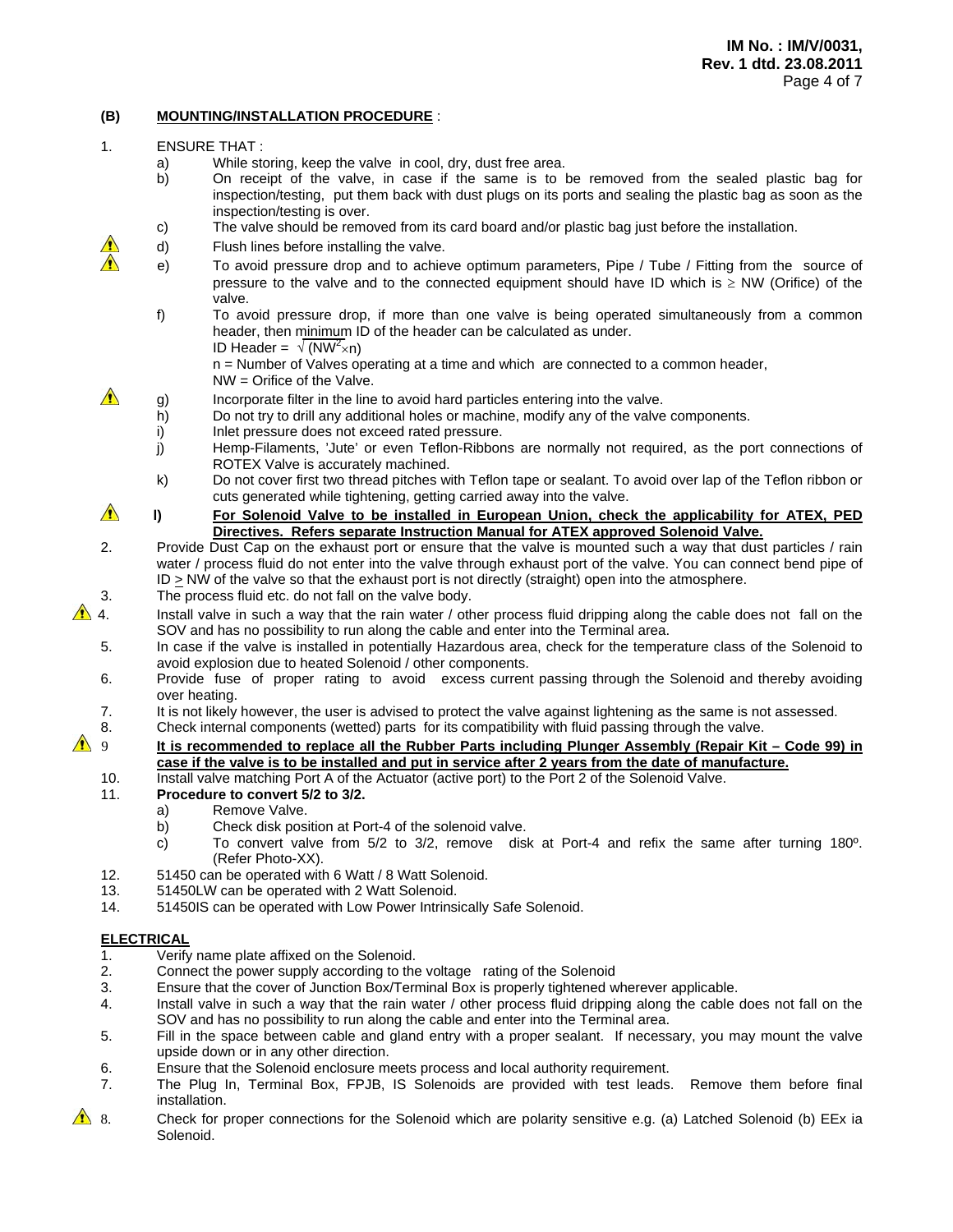## (B) MOUNTING/INSTALLATION PROCEDURE :

1. ENSURE THAT :
   a) While storing, keep the valve in cool, dry, dust free area.
   b) On receipt of the valve, in case if the same is to be removed from the sealed plastic bag for inspection/testing, put them back with dust plugs on its ports and sealing the plastic bag as soon as the inspection/testing is over.
   c) The valve should be removed from its card board and/or plastic bag just before the installation.
   d) ⚠ Flush lines before installing the valve.
   e) ⚠ To avoid pressure drop and to achieve optimum parameters, Pipe / Tube / Fitting from the source of pressure to the valve and to the connected equipment should have ID which is $\geq$ NW (Orifice) of the valve.
   f) To avoid pressure drop, if more than one valve is being operated simultaneously from a common header, then minimum ID of the header can be calculated as under.
      ID Header = $\sqrt{(NW^2 \times n)}$
      n = Number of Valves operating at a time and which are connected to a common header,
      NW = Orifice of the Valve.
   g) ⚠ Incorporate filter in the line to avoid hard particles entering into the valve.
   h) Do not try to drill any additional holes or machine, modify any of the valve components.
   i) Inlet pressure does not exceed rated pressure.
   j) Hemp-Filaments, 'Jute' or even Teflon-Ribbons are normally not required, as the port connections of ROTEX Valve is accurately machined.
   k) Do not cover first two thread pitches with Teflon tape or sealant. To avoid over lap of the Teflon ribbon or cuts generated while tightening, getting carried away into the valve.
   l) ⚠ **For Solenoid Valve to be installed in European Union, check the applicability for ATEX, PED Directives. Refers separate Instruction Manual for ATEX approved Solenoid Valve.**
2. Provide Dust Cap on the exhaust port or ensure that the valve is mounted such a way that dust particles / rain water / process fluid do not enter into the valve through exhaust port of the valve. You can connect bend pipe of ID $\geq$ NW of the valve so that the exhaust port is not directly (straight) open into the atmosphere.
3. The process fluid etc. do not fall on the valve body.
4. ⚠ Install valve in such a way that the rain water / other process fluid dripping along the cable does not fall on the SOV and has no possibility to run along the cable and enter into the Terminal area.
5. In case if the valve is installed in potentially Hazardous area, check for the temperature class of the Solenoid to avoid explosion due to heated Solenoid / other components.
6. Provide fuse of proper rating to avoid excess current passing through the Solenoid and thereby avoiding over heating.
7. It is not likely however, the user is advised to protect the valve against lightening as the same is not assessed.
8. Check internal components (wetted) parts for its compatibility with fluid passing through the valve.
9. ⚠ **It is recommended to replace all the Rubber Parts including Plunger Assembly (Repair Kit – Code 99) in case if the valve is to be installed and put in service after 2 years from the date of manufacture.**
10. Install valve matching Port A of the Actuator (active port) to the Port 2 of the Solenoid Valve.
11. **Procedure to convert 5/2 to 3/2.**
    a) Remove Valve.
    b) Check disk position at Port-4 of the solenoid valve.
    c) To convert valve from 5/2 to 3/2, remove disk at Port-4 and refix the same after turning 180º. (Refer Photo-XX).
12. 51450 can be operated with 6 Watt / 8 Watt Solenoid.
13. 51450LW can be operated with 2 Watt Solenoid.
14. 51450IS can be operated with Low Power Intrinsically Safe Solenoid.

### ELECTRICAL

1. Verify name plate affixed on the Solenoid.
2. Connect the power supply according to the voltage rating of the Solenoid
3. Ensure that the cover of Junction Box/Terminal Box is properly tightened wherever applicable.
4. Install valve in such a way that the rain water / other process fluid dripping along the cable does not fall on the SOV and has no possibility to run along the cable and enter into the Terminal area.
5. Fill in the space between cable and gland entry with a proper sealant. If necessary, you may mount the valve upside down or in any other direction.
6. Ensure that the Solenoid enclosure meets process and local authority requirement.
7. The Plug In, Terminal Box, FPJB, IS Solenoids are provided with test leads. Remove them before final installation.
8. ⚠ Check for proper connections for the Solenoid which are polarity sensitive e.g. (a) Latched Solenoid (b) EEx ia Solenoid.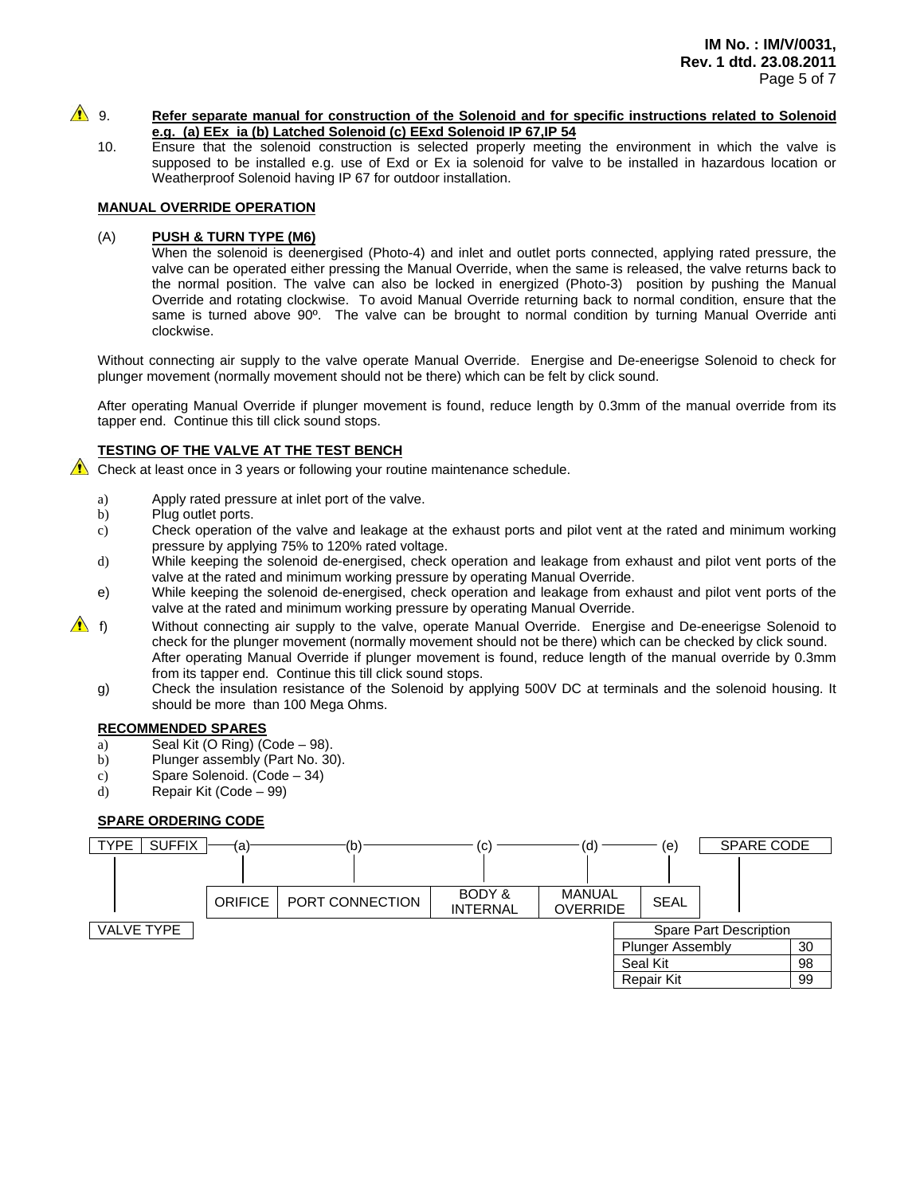⚠ 9. **Refer separate manual for construction of the Solenoid and for specific instructions related to Solenoid e.g. (a) EEx ia (b) Latched Solenoid (c) EExd Solenoid IP 67,IP 54**

10. Ensure that the solenoid construction is selected properly meeting the environment in which the valve is supposed to be installed e.g. use of Exd or Ex ia solenoid for valve to be installed in hazardous location or Weatherproof Solenoid having IP 67 for outdoor installation.

**MANUAL OVERRIDE OPERATION**

(A) **PUSH & TURN TYPE (M6)**

When the solenoid is deenergised (Photo-4) and inlet and outlet ports connected, applying rated pressure, the valve can be operated either pressing the Manual Override, when the same is released, the valve returns back to the normal position. The valve can also be locked in energized (Photo-3) position by pushing the Manual Override and rotating clockwise. To avoid Manual Override returning back to normal condition, ensure that the same is turned above 90º. The valve can be brought to normal condition by turning Manual Override anti clockwise.

Without connecting air supply to the valve operate Manual Override. Energise and De-eneerigse Solenoid to check for plunger movement (normally movement should not be there) which can be felt by click sound.

After operating Manual Override if plunger movement is found, reduce length by 0.3mm of the manual override from its tapper end. Continue this till click sound stops.

**TESTING OF THE VALVE AT THE TEST BENCH**

⚠ Check at least once in 3 years or following your routine maintenance schedule.

a) Apply rated pressure at inlet port of the valve.
b) Plug outlet ports.
c) Check operation of the valve and leakage at the exhaust ports and pilot vent at the rated and minimum working pressure by applying 75% to 120% rated voltage.
d) While keeping the solenoid de-energised, check operation and leakage from exhaust and pilot vent ports of the valve at the rated and minimum working pressure by operating Manual Override.
e) While keeping the solenoid de-energised, check operation and leakage from exhaust and pilot vent ports of the valve at the rated and minimum working pressure by operating Manual Override.
f) ⚠ Without connecting air supply to the valve, operate Manual Override. Energise and De-eneerigse Solenoid to check for the plunger movement (normally movement should not be there) which can be checked by click sound. After operating Manual Override if plunger movement is found, reduce length of the manual override by 0.3mm from its tapper end. Continue this till click sound stops.
g) Check the insulation resistance of the Solenoid by applying 500V DC at terminals and the solenoid housing. It should be more than 100 Mega Ohms.

**RECOMMENDED SPARES**

a) Seal Kit (O Ring) (Code – 98).
b) Plunger assembly (Part No. 30).
c) Spare Solenoid. (Code – 34)
d) Repair Kit (Code – 99)

**SPARE ORDERING CODE**

TYPE | SUFFIX — (a) — (b) — (c) — (d) — (e) | SPARE CODE

| VALVE TYPE | (a) | (b) | (c) | (d) | (e) |
|---|---|---|---|---|---|
| TYPE SUFFIX | ORIFICE | PORT CONNECTION | BODY & INTERNAL | MANUAL OVERRIDE | SEAL |

| Spare Part Description | |
|---|---|
| Plunger Assembly | 30 |
| Seal Kit | 98 |
| Repair Kit | 99 |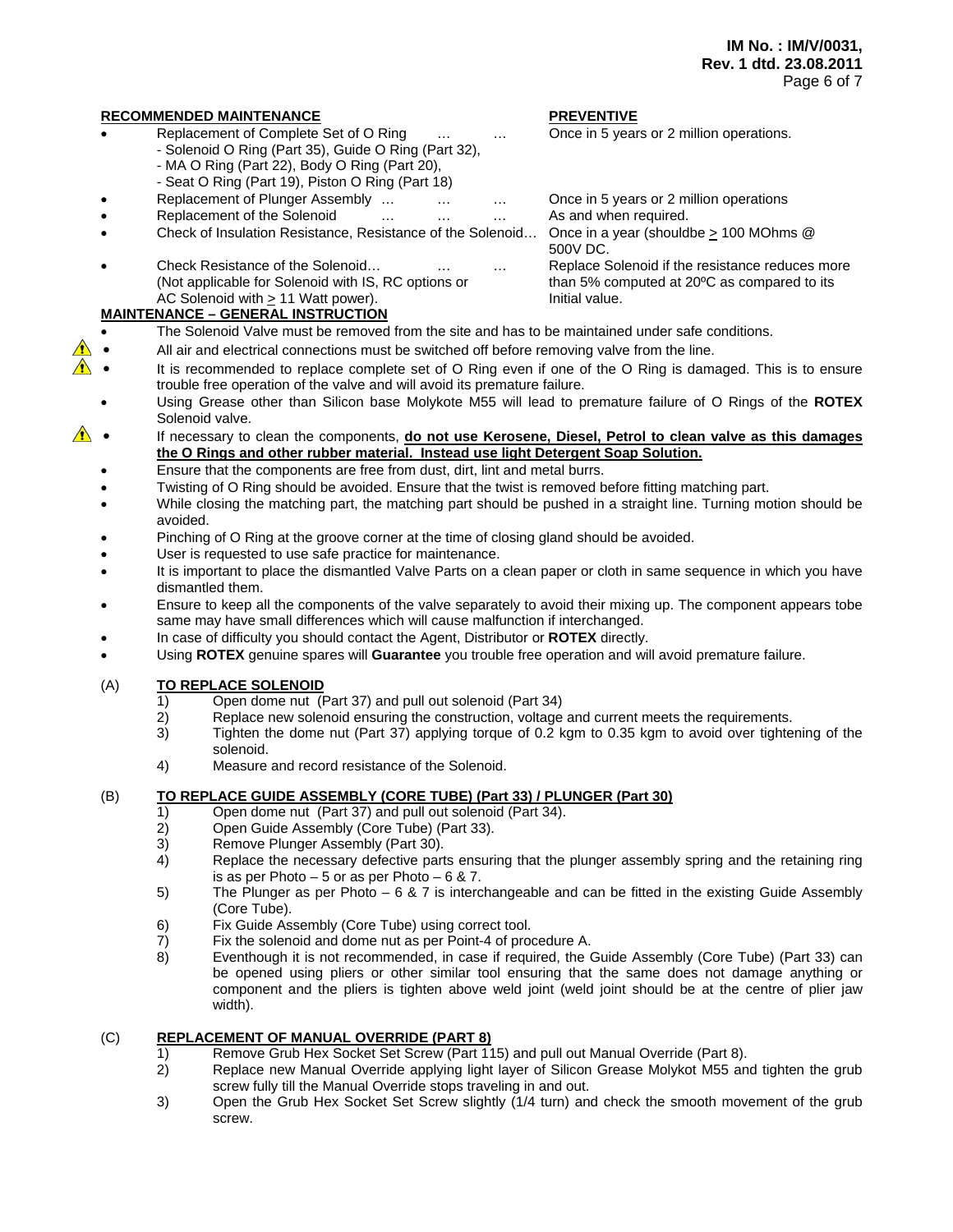| **RECOMMENDED MAINTENANCE** | **PREVENTIVE** |
|---|---|
| • Replacement of Complete Set of O Ring … … <br>- Solenoid O Ring (Part 35), Guide O Ring (Part 32),<br>- MA O Ring (Part 22), Body O Ring (Part 20),<br>- Seat O Ring (Part 19), Piston O Ring (Part 18) | Once in 5 years or 2 million operations. |
| • Replacement of Plunger Assembly … … … | Once in 5 years or 2 million operations |
| • Replacement of the Solenoid … … … | As and when required. |
| • Check of Insulation Resistance, Resistance of the Solenoid… | Once in a year (shouldbe ≥ 100 MOhms @ 500V DC. |
| • Check Resistance of the Solenoid… … … (Not applicable for Solenoid with IS, RC options or AC Solenoid with ≥ 11 Watt power). | Replace Solenoid if the resistance reduces more than 5% computed at 20ºC as compared to its Initial value. |

**MAINTENANCE – GENERAL INSTRUCTION**

- The Solenoid Valve must be removed from the site and has to be maintained under safe conditions.
- ⚠ All air and electrical connections must be switched off before removing valve from the line.
- ⚠ It is recommended to replace complete set of O Ring even if one of the O Ring is damaged. This is to ensure trouble free operation of the valve and will avoid its premature failure.
- Using Grease other than Silicon base Molykote M55 will lead to premature failure of O Rings of the **ROTEX** Solenoid valve.
- ⚠ If necessary to clean the components, **do not use Kerosene, Diesel, Petrol to clean valve as this damages the O Rings and other rubber material. Instead use light Detergent Soap Solution.**
- Ensure that the components are free from dust, dirt, lint and metal burrs.
- Twisting of O Ring should be avoided. Ensure that the twist is removed before fitting matching part.
- While closing the matching part, the matching part should be pushed in a straight line. Turning motion should be avoided.
- Pinching of O Ring at the groove corner at the time of closing gland should be avoided.
- User is requested to use safe practice for maintenance.
- It is important to place the dismantled Valve Parts on a clean paper or cloth in same sequence in which you have dismantled them.
- Ensure to keep all the components of the valve separately to avoid their mixing up. The component appears tobe same may have small differences which will cause malfunction if interchanged.
- In case of difficulty you should contact the Agent, Distributor or **ROTEX** directly.
- Using **ROTEX** genuine spares will **Guarantee** you trouble free operation and will avoid premature failure.

(A) **TO REPLACE SOLENOID**

1) Open dome nut (Part 37) and pull out solenoid (Part 34)
2) Replace new solenoid ensuring the construction, voltage and current meets the requirements.
3) Tighten the dome nut (Part 37) applying torque of 0.2 kgm to 0.35 kgm to avoid over tightening of the solenoid.
4) Measure and record resistance of the Solenoid.

(B) **TO REPLACE GUIDE ASSEMBLY (CORE TUBE) (Part 33) / PLUNGER (Part 30)**

1) Open dome nut (Part 37) and pull out solenoid (Part 34).
2) Open Guide Assembly (Core Tube) (Part 33).
3) Remove Plunger Assembly (Part 30).
4) Replace the necessary defective parts ensuring that the plunger assembly spring and the retaining ring is as per Photo – 5 or as per Photo – 6 & 7.
5) The Plunger as per Photo – 6 & 7 is interchangeable and can be fitted in the existing Guide Assembly (Core Tube).
6) Fix Guide Assembly (Core Tube) using correct tool.
7) Fix the solenoid and dome nut as per Point-4 of procedure A.
8) Eventhough it is not recommended, in case if required, the Guide Assembly (Core Tube) (Part 33) can be opened using pliers or other similar tool ensuring that the same does not damage anything or component and the pliers is tighten above weld joint (weld joint should be at the centre of plier jaw width).

(C) **REPLACEMENT OF MANUAL OVERRIDE (PART 8)**

1) Remove Grub Hex Socket Set Screw (Part 115) and pull out Manual Override (Part 8).
2) Replace new Manual Override applying light layer of Silicon Grease Molykot M55 and tighten the grub screw fully till the Manual Override stops traveling in and out.
3) Open the Grub Hex Socket Set Screw slightly (1/4 turn) and check the smooth movement of the grub screw.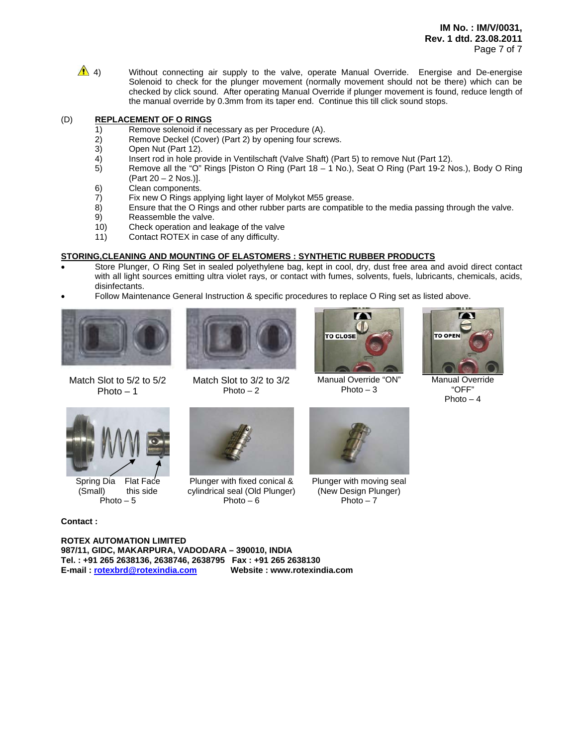⚠ 4) Without connecting air supply to the valve, operate Manual Override. Energise and De-energise Solenoid to check for the plunger movement (normally movement should not be there) which can be checked by click sound. After operating Manual Override if plunger movement is found, reduce length of the manual override by 0.3mm from its taper end. Continue this till click sound stops.

(D) **REPLACEMENT OF O RINGS**

1) Remove solenoid if necessary as per Procedure (A).
2) Remove Deckel (Cover) (Part 2) by opening four screws.
3) Open Nut (Part 12).
4) Insert rod in hole provide in Ventilschaft (Valve Shaft) (Part 5) to remove Nut (Part 12).
5) Remove all the "O" Rings [Piston O Ring (Part 18 – 1 No.), Seat O Ring (Part 19-2 Nos.), Body O Ring (Part 20 – 2 Nos.)].
6) Clean components.
7) Fix new O Rings applying light layer of Molykot M55 grease.
8) Ensure that the O Rings and other rubber parts are compatible to the media passing through the valve.
9) Reassemble the valve.
10) Check operation and leakage of the valve
11) Contact ROTEX in case of any difficulty.

**STORING,CLEANING AND MOUNTING OF ELASTOMERS : SYNTHETIC RUBBER PRODUCTS**

- Store Plunger, O Ring Set in sealed polyethylene bag, kept in cool, dry, dust free area and avoid direct contact with all light sources emitting ultra violet rays, or contact with fumes, solvents, fuels, lubricants, chemicals, acids, disinfectants.
- Follow Maintenance General Instruction & specific procedures to replace O Ring set as listed above.

Match Slot to 5/2 to 5/2
Photo – 1

Match Slot to 3/2 to 3/2
Photo – 2

Manual Override "ON"
Photo – 3

Manual Override "OFF"
Photo – 4

Spring Dia (Small) Flat Face this side
Photo – 5

Plunger with fixed conical & cylindrical seal (Old Plunger)
Photo – 6

Plunger with moving seal (New Design Plunger)
Photo – 7

**Contact :**

**ROTEX AUTOMATION LIMITED**
**987/11, GIDC, MAKARPURA, VADODARA – 390010, INDIA**
**Tel. : +91 265 2638136, 2638746, 2638795 Fax : +91 265 2638130**
**E-mail : rotexbrd@rotexindia.com Website : www.rotexindia.com**